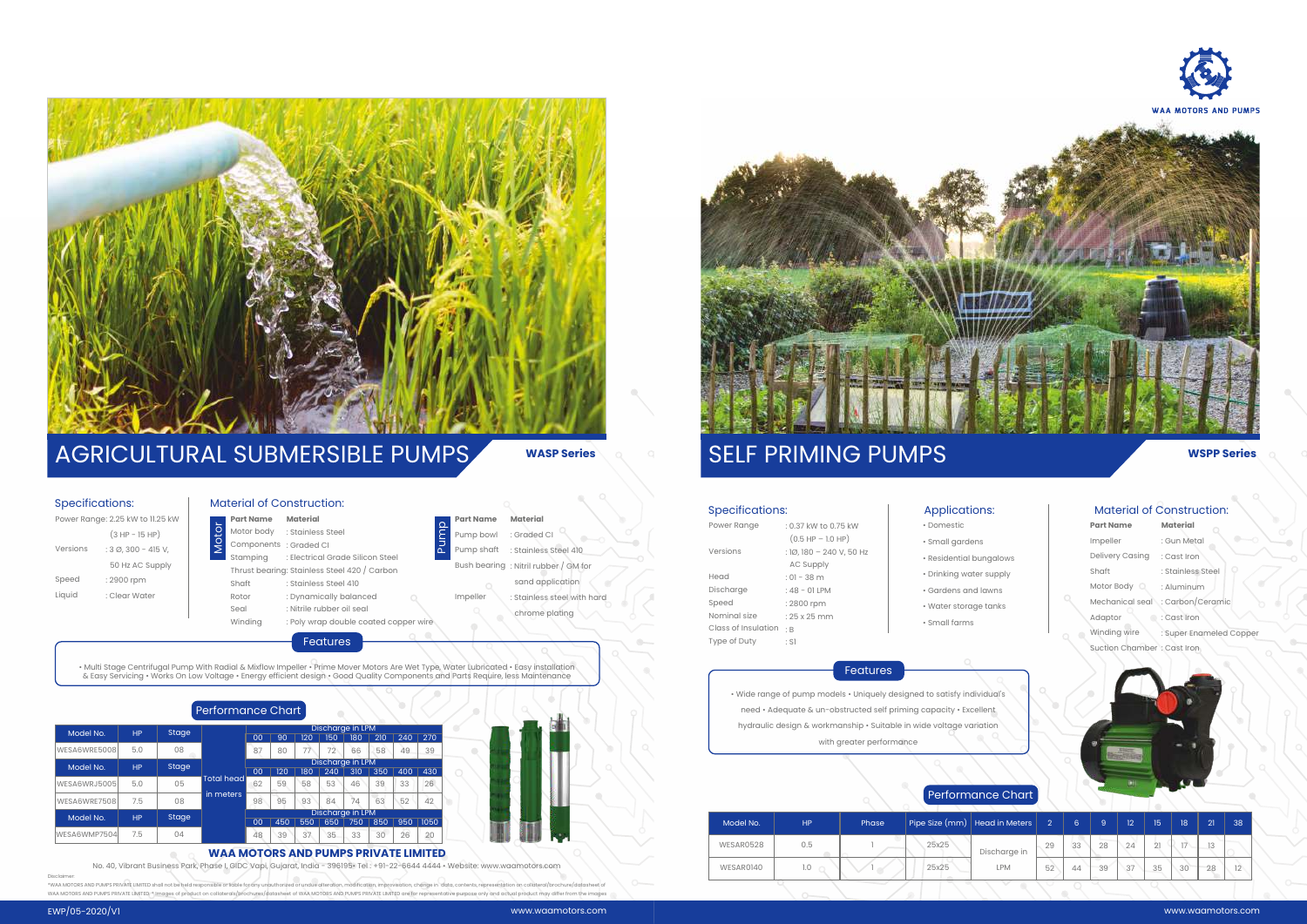WAA MOTORS AND PUMPS

# AGRICULTURAL SUBMERSIBLE PUMPS

**WASP Series**

## Specifications:

| | |
|---|---|
| Power Range | 2.25 kW to 11.25 kW (3 HP - 15 HP) |
| Versions | : 3 Ø, 300 - 415 V, 50 Hz AC Supply |
| Speed | : 2900 rpm |
| Liquid | : Clear Water |

## Material of Construction:

**Motor**

| Part Name | Material |
|---|---|
| Motor body | : Stainless Steel |
| Components | : Graded CI |
| Stamping | : Electrical Grade Silicon Steel |
| Thrust bearing | : Stainless Steel 420 / Carbon |
| Shaft | : Stainless Steel 410 |
| Rotor | : Dynamically balanced |
| Seal | : Nitrile rubber oil seal |
| Winding | : Poly wrap double coated copper wire |

**Pump**

| Part Name | Material |
|---|---|
| Pump bowl | : Graded CI |
| Pump shaft | : Stainless Steel 410 |
| Bush bearing | : Nitril rubber / GM for sand application |
| Impeller | : Stainless steel with hard chrome plating |

## Features

• Multi Stage Centrifugal Pump With Radial & Mixflow Impeller • Prime Mover Motors Are Wet Type, Water Lubricated • Easy installation & Easy Servicing • Works On Low Voltage • Energy efficient design • Good Quality Components and Parts Require, less Maintenance

## Performance Chart

| Model No. | HP | Stage | | Discharge in LPM | | | | | | | |
|---|---|---|---|---|---|---|---|---|---|---|---|
| | | | | 00 | 90 | 120 | 150 | 180 | 210 | 240 | 270 |
| WESA6WRE5008 | 5.0 | 08 | Total head in meters | 87 | 80 | 77 | 72 | 66 | 58 | 49 | 39 |
| **Model No.** | **HP** | **Stage** | | **Discharge in LPM** | | | | | | | |
| | | | | 00 | 120 | 180 | 240 | 310 | 350 | 400 | 430 |
| WESA6WRJ5005 | 5.0 | 05 | | 62 | 59 | 58 | 53 | 46 | 39 | 33 | 26 |
| WESA6WRE7508 | 7.5 | 08 | | 98 | 95 | 93 | 84 | 74 | 63 | 52 | 42 |
| **Model No.** | **HP** | **Stage** | | **Discharge in LPM** | | | | | | | |
| | | | | 00 | 450 | 550 | 650 | 750 | 850 | 950 | 1050 |
| WESA6WMP7504 | 7.5 | 04 | | 48 | 39 | 37 | 35 | 33 | 30 | 26 | 20 |

**WAA MOTORS AND PUMPS PRIVATE LIMITED**

No. 40, Vibrant Business Park, Phase I, GIDC Vapi, Gujarat, India - 396195• Tel : +91-22-6644 4444 • Website: www.waamotors.com

Disclaimer:
*WAA MOTORS AND PUMPS PRIVATE LIMITED shall not be held responsible or liable for any unauthorized or undue alteration, modification, improvisation, change in data, contents, representation on collateral/brochure/datasheet of WAA MOTORS AND PUMPS PRIVATE LIMITED *Images of product on collaterals/brochures/datasheet of WAA MOTORS AND PUMPS PRIVATE LIMITED are for representative purpose only and actual product may differ from the images

EWP/05-2020/V1

# SELF PRIMING PUMPS

**WSPP Series**

## Specifications:

| | |
|---|---|
| Power Range | : 0.37 kW to 0.75 kW (0.5 HP – 1.0 HP) |
| Versions | : 1Ø, 180 – 240 V, 50 Hz AC Supply |
| Head | : 01 - 38 m |
| Discharge | : 48 - 01 LPM |
| Speed | : 2800 rpm |
| Nominal size | : 25 x 25 mm |
| Class of Insulation | : B |
| Type of Duty | : S1 |

## Applications:

- Domestic
- Small gardens
- Residential bungalows
- Drinking water supply
- Gardens and lawns
- Water storage tanks
- Small farms

## Material of Construction:

| Part Name | Material |
|---|---|
| Impeller | : Gun Metal |
| Delivery Casing | : Cast Iron |
| Shaft | : Stainless Steel |
| Motor Body | : Aluminum |
| Mechanical seal | : Carbon/Ceramic |
| Adaptor | : Cast Iron |
| Winding wire | : Super Enameled Copper |
| Suction Chamber | : Cast Iron |

## Features

• Wide range of pump models • Uniquely designed to satisfy individual's need • Adequate & un-obstructed self priming capacity • Excellent hydraulic design & workmanship • Suitable in wide voltage variation with greater performance

## Performance Chart

| Model No. | HP | Phase | Pipe Size (mm) | Head in Meters | 2 | 6 | 9 | 12 | 15 | 18 | 21 | 38 |
|---|---|---|---|---|---|---|---|---|---|---|---|---|
| WESAR0528 | 0.5 | 1 | 25x25 | Discharge in LPM | 29 | 33 | 28 | 24 | 21 | 17 | 13 | |
| WESAR0140 | 1.0 | 1 | 25x25 | | 52 | 44 | 39 | 37 | 35 | 30 | 28 | 12 |

www.waamotors.com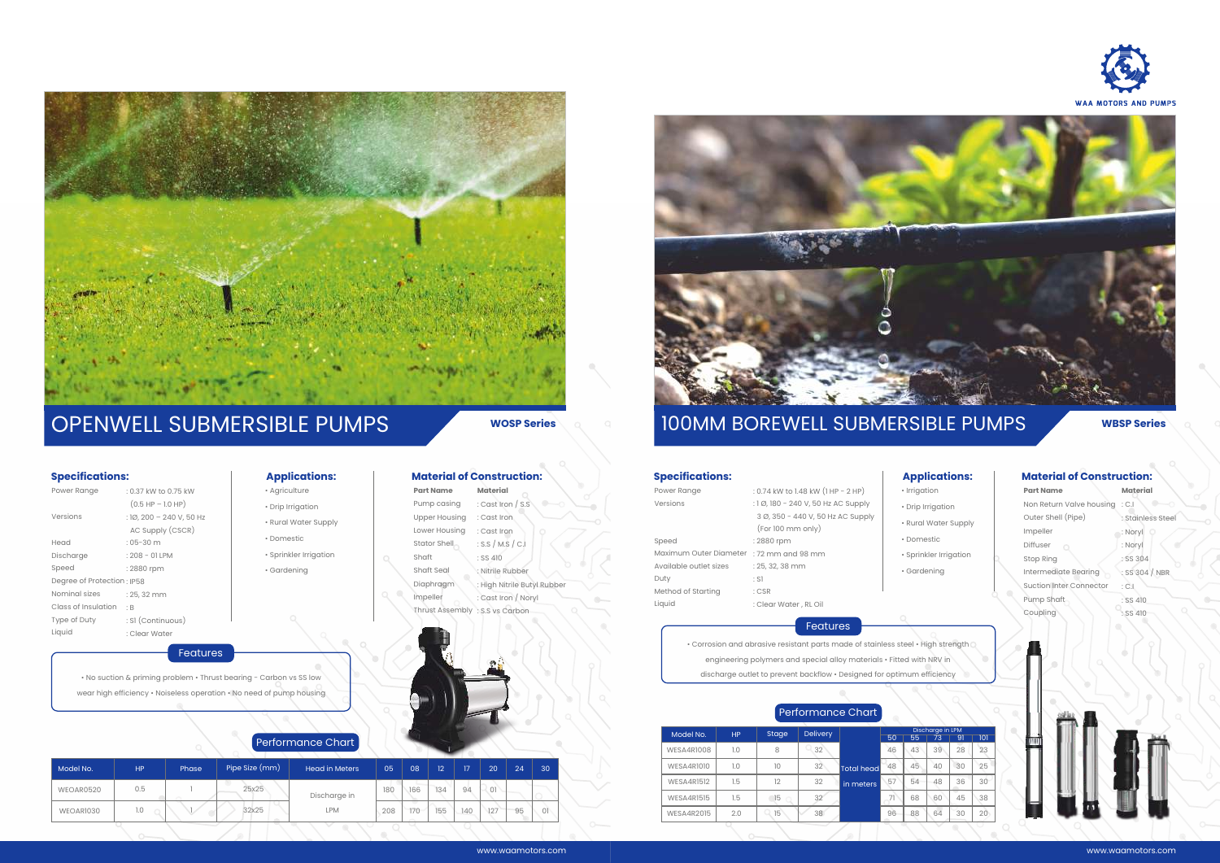WAA MOTORS AND PUMPS

# OPENWELL SUBMERSIBLE PUMPS

**WOSP Series**

## Specifications:

| | |
|---|---|
| Power Range | : 0.37 kW to 0.75 kW (0.5 HP – 1.0 HP) |
| Versions | : 1Ø, 200 – 240 V, 50 Hz AC Supply (CSCR) |
| Head | : 05-30 m |
| Discharge | : 208 - 01 LPM |
| Speed | : 2880 rpm |
| Degree of Protection | : IP58 |
| Nominal sizes | : 25, 32 mm |
| Class of Insulation | : B |
| Type of Duty | : S1 (Continuous) |
| Liquid | : Clear Water |

## Applications:

- Agriculture
- Drip Irrigation
- Rural Water Supply
- Domestic
- Sprinkler Irrigation
- Gardening

## Material of Construction:

| Part Name | Material |
|---|---|
| Pump casing | : Cast Iron / S.S |
| Upper Housing | : Cast Iron |
| Lower Housing | : Cast Iron |
| Stator Shell | : S.S / M.S / C.I |
| Shaft | : SS 410 |
| Shaft Seal | : Nitrile Rubber |
| Diaphragm | : High Nitrile Butyl Rubber |
| Impeller | : Cast Iron / Noryl |
| Thrust Assembly | : S.S vs Carbon |

## Features

• No suction & priming problem • Thrust bearing - Carbon vs SS low wear high efficiency • Noiseless operation • No need of pump housing

## Performance Chart

| Model No. | HP | Phase | Pipe Size (mm) | Head in Meters | 05 | 08 | 12 | 17 | 20 | 24 | 30 |
|---|---|---|---|---|---|---|---|---|---|---|---|
| WOEAR0520 | 0.5 | 1 | 25x25 | Discharge in LPM | 180 | 166 | 134 | 94 | 01 | | |
| WOEAR1030 | 1.0 | 1 | 32x25 | | 208 | 170 | 155 | 140 | 127 | 95 | 01 |

# 100MM BOREWELL SUBMERSIBLE PUMPS

**WBSP Series**

## Specifications:

| | |
|---|---|
| Power Range | : 0.74 kW to 1.48 kW (1 HP - 2 HP) |
| Versions | : 1 Ø, 180 – 240 V, 50 Hz AC Supply<br>3 Ø, 350 – 440 V, 50 Hz AC Supply (For 100 mm only) |
| Speed | : 2880 rpm |
| Maximum Outer Diameter | : 72 mm and 98 mm |
| Available outlet sizes | : 25, 32, 38 mm |
| Duty | : S1 |
| Method of Starting | : CSR |
| Liquid | : Clear Water , RL Oil |

## Applications:

- Irrigation
- Drip Irrigation
- Rural Water Supply
- Domestic
- Sprinkler Irrigation
- Gardening

## Material of Construction:

| Part Name | Material |
|---|---|
| Non Return Valve housing | : C.I |
| Outer Shell (Pipe) | : Stainless Steel |
| Impeller | : Noryl |
| Diffuser | : Noryl |
| Stop Ring | : SS 304 |
| Intermediate Bearing | : SS 304 / NBR |
| Suction Inter Connector | : C.I |
| Pump Shaft | : SS 410 |
| Coupling | : SS 410 |

## Features

• Corrosion and abrasive resistant parts made of stainless steel • High strength engineering polymers and special alloy materials • Fitted with NRV in discharge outlet to prevent backflow • Designed for optimum efficiency

## Performance Chart

| Model No. | HP | Stage | Delivery | | Discharge in LPM | | | | |
|---|---|---|---|---|---|---|---|---|---|
| | | | | | 50 | 55 | 73 | 91 | 101 |
| WESA4R1008 | 1.0 | 8 | 32 | Total head in meters | 46 | 43 | 39 | 28 | 23 |
| WESA4R1010 | 1.0 | 10 | 32 | | 48 | 45 | 40 | 30 | 25 |
| WESA4R1512 | 1.5 | 12 | 32 | | 57 | 54 | 48 | 36 | 30 |
| WESA4R1515 | 1.5 | 15 | 32 | | 71 | 68 | 60 | 45 | 38 |
| WESA4R2015 | 2.0 | 15 | 38 | | 96 | 88 | 64 | 30 | 20 |

www.waamotors.com